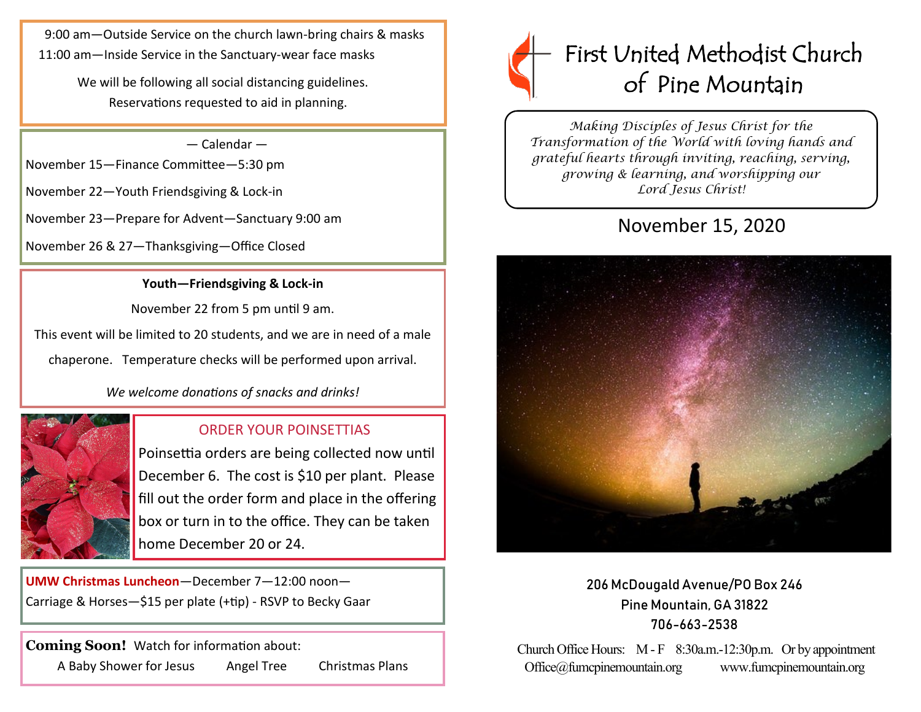9:00 am—Outside Service on the church lawn-bring chairs & masks
11:00 am—Inside Service in the Sanctuary-wear face masks

We will be following all social distancing guidelines.
Reservations requested to aid in planning.

— Calendar —

November 15—Finance Committee—5:30 pm

November 22—Youth Friendsgiving & Lock-in

November 23—Prepare for Advent—Sanctuary 9:00 am

November 26 & 27—Thanksgiving—Office Closed

**Youth—Friendsgiving & Lock-in**

November 22 from 5 pm until 9 am.

This event will be limited to 20 students, and we are in need of a male chaperone. Temperature checks will be performed upon arrival.

*We welcome donations of snacks and drinks!*

## ORDER YOUR POINSETTIAS

Poinsettia orders are being collected now until December 6. The cost is $10 per plant. Please fill out the order form and place in the offering box or turn in to the office. They can be taken home December 20 or 24.

**UMW Christmas Luncheon**—December 7—12:00 noon—
Carriage & Horses—$15 per plate (+tip) - RSVP to Becky Gaar

**Coming Soon!** Watch for information about:
A Baby Shower for Jesus    Angel Tree    Christmas Plans

# First United Methodist Church of Pine Mountain

*Making Disciples of Jesus Christ for the Transformation of the World with loving hands and grateful hearts through inviting, reaching, serving, growing & learning, and worshipping our Lord Jesus Christ!*

## November 15, 2020

206 McDougald Avenue/PO Box 246
Pine Mountain, GA 31822
706-663-2538

Church Office Hours: M - F 8:30a.m.-12:30p.m. Or by appointment
Office@fumcpinemountain.org    www.fumcpinemountain.org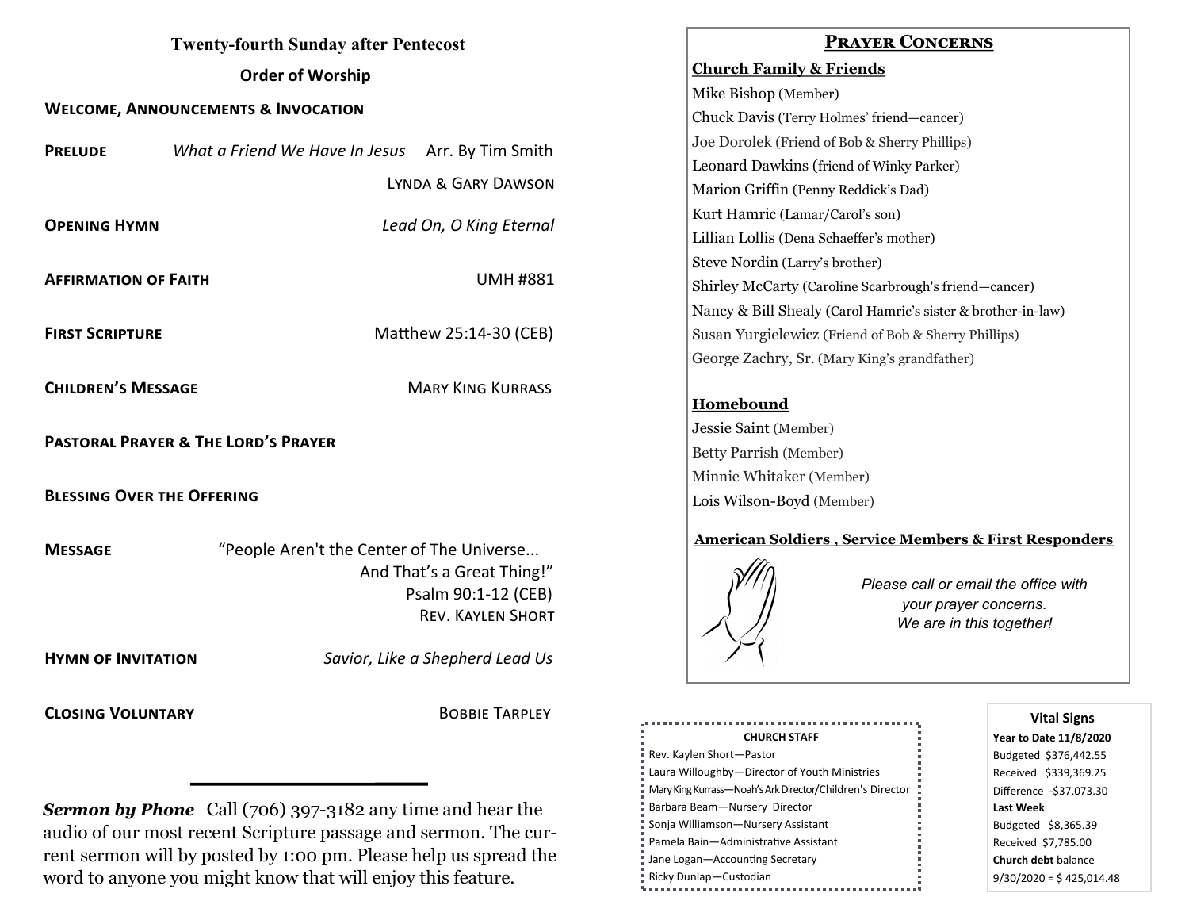**Twenty-fourth Sunday after Pentecost**

**Order of Worship**

**WELCOME, ANNOUNCEMENTS & INVOCATION**

**PRELUDE** *What a Friend We Have In Jesus* Arr. By Tim Smith
LYNDA & GARY DAWSON

**OPENING HYMN** *Lead On, O King Eternal*

**AFFIRMATION OF FAITH** UMH #881

**FIRST SCRIPTURE** Matthew 25:14-30 (CEB)

**CHILDREN'S MESSAGE** MARY KING KURRASS

**PASTORAL PRAYER & THE LORD'S PRAYER**

**BLESSING OVER THE OFFERING**

**MESSAGE** "People Aren't the Center of The Universe... And That's a Great Thing!"
Psalm 90:1-12 (CEB)
REV. KAYLEN SHORT

**HYMN OF INVITATION** *Savior, Like a Shepherd Lead Us*

**CLOSING VOLUNTARY** BOBBIE TARPLEY

***Sermon by Phone*** Call (706) 397-3182 any time and hear the audio of our most recent Scripture passage and sermon. The current sermon will by posted by 1:00 pm. Please help us spread the word to anyone you might know that will enjoy this feature.

## PRAYER CONCERNS

**Church Family & Friends**

Mike Bishop (Member)
Chuck Davis (Terry Holmes' friend—cancer)
Joe Dorolek (Friend of Bob & Sherry Phillips)
Leonard Dawkins (friend of Winky Parker)
Marion Griffin (Penny Reddick's Dad)
Kurt Hamric (Lamar/Carol's son)
Lillian Lollis (Dena Schaeffer's mother)
Steve Nordin (Larry's brother)
Shirley McCarty (Caroline Scarbrough's friend—cancer)
Nancy & Bill Shealy (Carol Hamric's sister & brother-in-law)
Susan Yurgielewicz (Friend of Bob & Sherry Phillips)
George Zachry, Sr. (Mary King's grandfather)

**Homebound**

Jessie Saint (Member)
Betty Parrish (Member)
Minnie Whitaker (Member)
Lois Wilson-Boyd (Member)

**American Soldiers , Service Members & First Responders**

*Please call or email the office with your prayer concerns. We are in this together!*

**CHURCH STAFF**

Rev. Kaylen Short—Pastor
Laura Willoughby—Director of Youth Ministries
Mary King Kurrass—Noah's Ark Director/Children's Director
Barbara Beam—Nursery Director
Sonja Williamson—Nursery Assistant
Pamela Bain—Administrative Assistant
Jane Logan—Accounting Secretary
Ricky Dunlap—Custodian

**Vital Signs**

**Year to Date 11/8/2020**
Budgeted $376,442.55
Received $339,369.25
Difference -$37,073.30
**Last Week**
Budgeted $8,365.39
Received $7,785.00
**Church debt** balance
9/30/2020 = $ 425,014.48